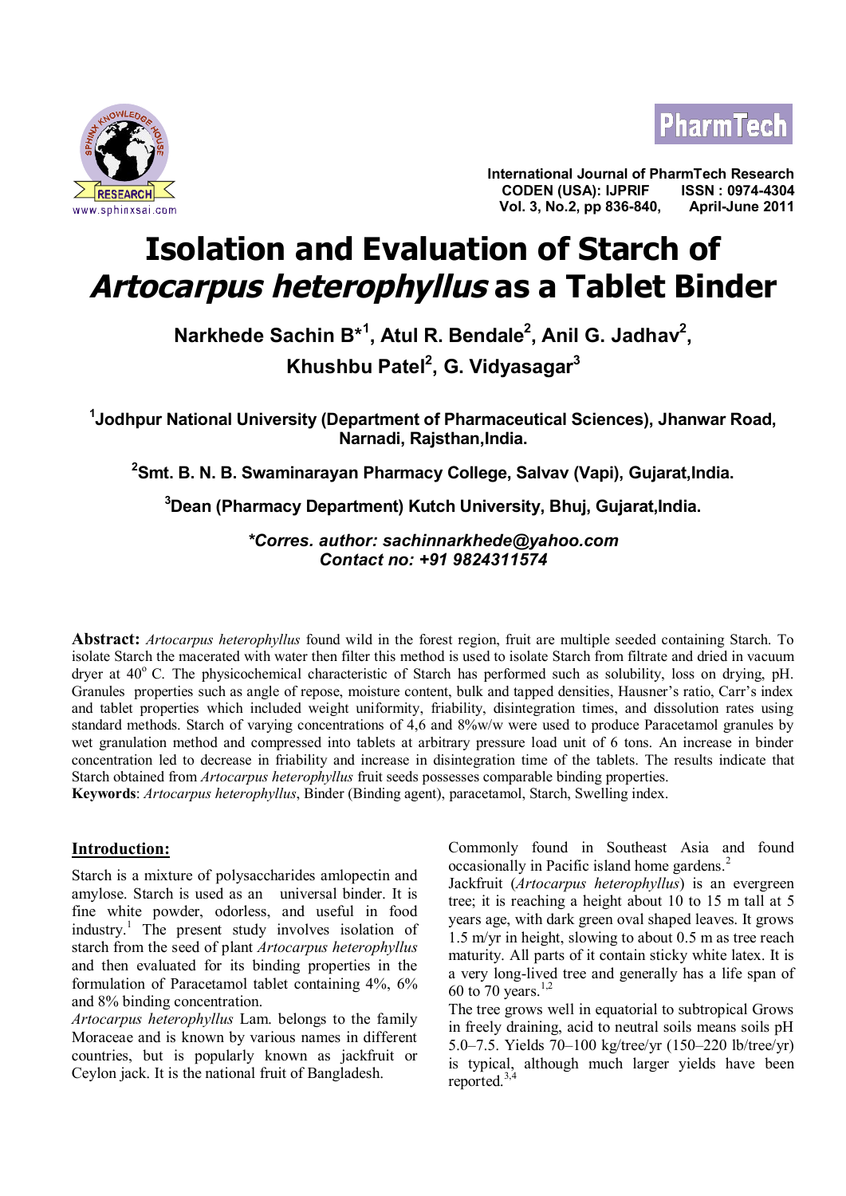International Journal of PharmTech Research
CODEN (USA): IJPRIF ISSN : 0974-4304
Vol. 3, No.2, pp 836-840, April-June 2011

# Isolation and Evaluation of Starch of *Artocarpus heterophyllus* as a Tablet Binder

**Narkhede Sachin B*[1], Atul R. Bendale[2], Anil G. Jadhav[2], Khushbu Patel[2], G. Vidyasagar[3]**

**[1]Jodhpur National University (Department of Pharmaceutical Sciences), Jhanwar Road, Narnadi, Rajsthan,India.**

**[2]Smt. B. N. B. Swaminarayan Pharmacy College, Salvav (Vapi), Gujarat,India.**

**[3]Dean (Pharmacy Department) Kutch University, Bhuj, Gujarat,India.**

***Corres. author: sachinnarkhede@yahoo.com***
***Contact no: +91 9824311574***

**Abstract:** *Artocarpus heterophyllus* found wild in the forest region, fruit are multiple seeded containing Starch. To isolate Starch the macerated with water then filter this method is used to isolate Starch from filtrate and dried in vacuum dryer at 40$^{o}$ C. The physicochemical characteristic of Starch has performed such as solubility, loss on drying, pH. Granules properties such as angle of repose, moisture content, bulk and tapped densities, Hausner's ratio, Carr's index and tablet properties which included weight uniformity, friability, disintegration times, and dissolution rates using standard methods. Starch of varying concentrations of 4,6 and 8%w/w were used to produce Paracetamol granules by wet granulation method and compressed into tablets at arbitrary pressure load unit of 6 tons. An increase in binder concentration led to decrease in friability and increase in disintegration time of the tablets. The results indicate that Starch obtained from *Artocarpus heterophyllus* fruit seeds possesses comparable binding properties.

**Keywords**: *Artocarpus heterophyllus*, Binder (Binding agent), paracetamol, Starch, Swelling index.

## Introduction:

Starch is a mixture of polysaccharides amlopectin and amylose. Starch is used as an universal binder. It is fine white powder, odorless, and useful in food industry.[1] The present study involves isolation of starch from the seed of plant *Artocarpus heterophyllus* and then evaluated for its binding properties in the formulation of Paracetamol tablet containing 4%, 6% and 8% binding concentration.

*Artocarpus heterophyllus* Lam. belongs to the family Moraceae and is known by various names in different countries, but is popularly known as jackfruit or Ceylon jack. It is the national fruit of Bangladesh. Commonly found in Southeast Asia and found occasionally in Pacific island home gardens.[2]

Jackfruit (*Artocarpus heterophyllus*) is an evergreen tree; it is reaching a height about 10 to 15 m tall at 5 years age, with dark green oval shaped leaves. It grows 1.5 m/yr in height, slowing to about 0.5 m as tree reach maturity. All parts of it contain sticky white latex. It is a very long-lived tree and generally has a life span of 60 to 70 years.[1,2]

The tree grows well in equatorial to subtropical Grows in freely draining, acid to neutral soils means soils pH 5.0–7.5. Yields 70–100 kg/tree/yr (150–220 lb/tree/yr) is typical, although much larger yields have been reported.[3,4]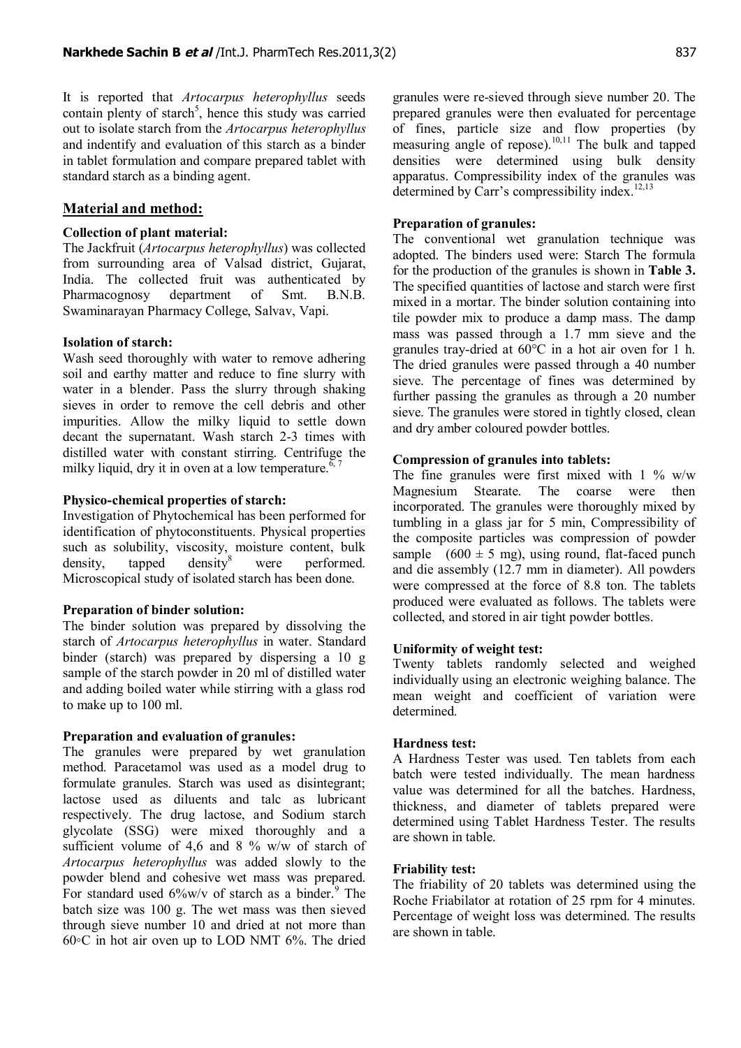It is reported that *Artocarpus heterophyllus* seeds contain plenty of starch[5], hence this study was carried out to isolate starch from the *Artocarpus heterophyllus* and indentify and evaluation of this starch as a binder in tablet formulation and compare prepared tablet with standard starch as a binding agent.

## Material and method:

### Collection of plant material:

The Jackfruit (*Artocarpus heterophyllus*) was collected from surrounding area of Valsad district, Gujarat, India. The collected fruit was authenticated by Pharmacognosy department of Smt. B.N.B. Swaminarayan Pharmacy College, Salvav, Vapi.

### Isolation of starch:

Wash seed thoroughly with water to remove adhering soil and earthy matter and reduce to fine slurry with water in a blender. Pass the slurry through shaking sieves in order to remove the cell debris and other impurities. Allow the milky liquid to settle down decant the supernatant. Wash starch 2-3 times with distilled water with constant stirring. Centrifuge the milky liquid, dry it in oven at a low temperature.[6, 7]

### Physico-chemical properties of starch:

Investigation of Phytochemical has been performed for identification of phytoconstituents. Physical properties such as solubility, viscosity, moisture content, bulk density, tapped density[8] were performed. Microscopical study of isolated starch has been done.

### Preparation of binder solution:

The binder solution was prepared by dissolving the starch of *Artocarpus heterophyllus* in water. Standard binder (starch) was prepared by dispersing a 10 g sample of the starch powder in 20 ml of distilled water and adding boiled water while stirring with a glass rod to make up to 100 ml.

### Preparation and evaluation of granules:

The granules were prepared by wet granulation method. Paracetamol was used as a model drug to formulate granules. Starch was used as disintegrant; lactose used as diluents and talc as lubricant respectively. The drug lactose, and Sodium starch glycolate (SSG) were mixed thoroughly and a sufficient volume of 4,6 and 8 % w/w of starch of *Artocarpus heterophyllus* was added slowly to the powder blend and cohesive wet mass was prepared. For standard used 6%w/v of starch as a binder.[9] The batch size was 100 g. The wet mass was then sieved through sieve number 10 and dried at not more than 60◦C in hot air oven up to LOD NMT 6%. The dried granules were re-sieved through sieve number 20. The prepared granules were then evaluated for percentage of fines, particle size and flow properties (by measuring angle of repose).[10,11] The bulk and tapped densities were determined using bulk density apparatus. Compressibility index of the granules was determined by Carr's compressibility index.[12,13]

### Preparation of granules:

The conventional wet granulation technique was adopted. The binders used were: Starch The formula for the production of the granules is shown in **Table 3.** The specified quantities of lactose and starch were first mixed in a mortar. The binder solution containing into tile powder mix to produce a damp mass. The damp mass was passed through a 1.7 mm sieve and the granules tray-dried at 60°C in a hot air oven for 1 h. The dried granules were passed through a 40 number sieve. The percentage of fines was determined by further passing the granules as through a 20 number sieve. The granules were stored in tightly closed, clean and dry amber coloured powder bottles.

### Compression of granules into tablets:

The fine granules were first mixed with 1 % w/w Magnesium Stearate. The coarse were then incorporated. The granules were thoroughly mixed by tumbling in a glass jar for 5 min, Compressibility of the composite particles was compression of powder sample (600 ± 5 mg), using round, flat-faced punch and die assembly (12.7 mm in diameter). All powders were compressed at the force of 8.8 ton. The tablets produced were evaluated as follows. The tablets were collected, and stored in air tight powder bottles.

### Uniformity of weight test:

Twenty tablets randomly selected and weighed individually using an electronic weighing balance. The mean weight and coefficient of variation were determined.

### Hardness test:

A Hardness Tester was used. Ten tablets from each batch were tested individually. The mean hardness value was determined for all the batches. Hardness, thickness, and diameter of tablets prepared were determined using Tablet Hardness Tester. The results are shown in table.

### Friability test:

The friability of 20 tablets was determined using the Roche Friabilator at rotation of 25 rpm for 4 minutes. Percentage of weight loss was determined. The results are shown in table.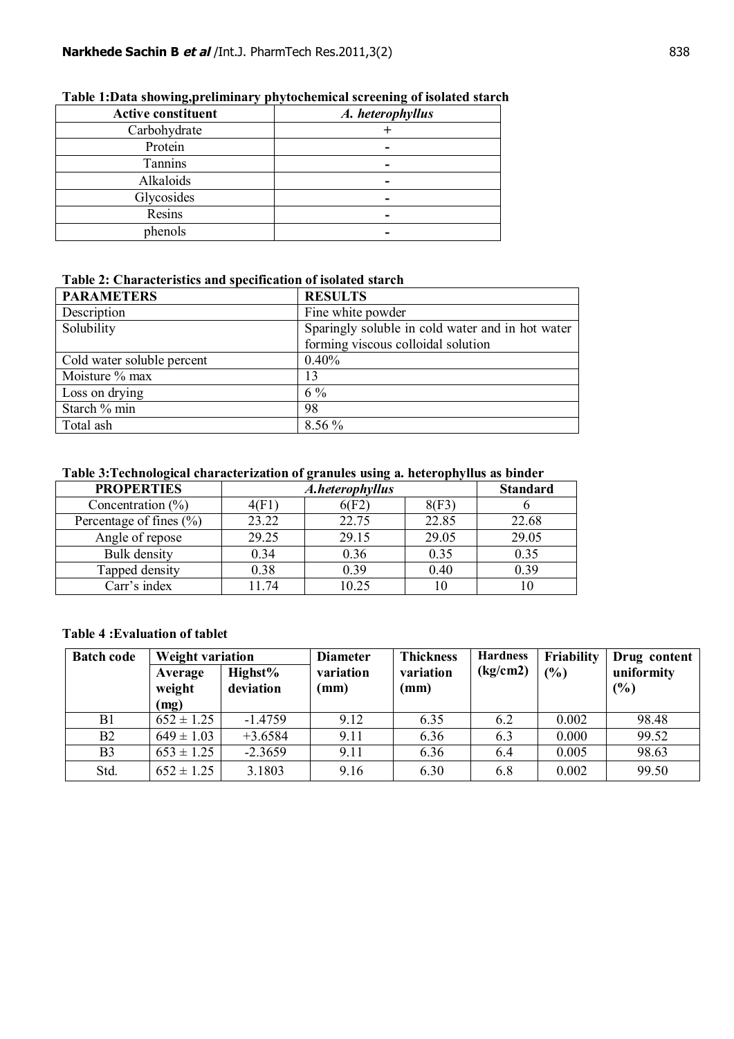**Table 1:Data showing,preliminary phytochemical screening of isolated starch**

| Active constituent | *A. heterophyllus* |
|---|---|
| Carbohydrate | + |
| Protein | - |
| Tannins | - |
| Alkaloids | - |
| Glycosides | - |
| Resins | - |
| phenols | - |

**Table 2: Characteristics and specification of isolated starch**

| PARAMETERS | RESULTS |
|---|---|
| Description | Fine white powder |
| Solubility | Sparingly soluble in cold water and in hot water forming viscous colloidal solution |
| Cold water soluble percent | 0.40% |
| Moisture % max | 13 |
| Loss on drying | 6 % |
| Starch % min | 98 |
| Total ash | 8.56 % |

**Table 3:Technological characterization of granules using a. heterophyllus as binder**

| PROPERTIES | *A.heterophyllus* | | | Standard |
|---|---|---|---|---|
| Concentration (%) | 4(F1) | 6(F2) | 8(F3) | 6 |
| Percentage of fines (%) | 23.22 | 22.75 | 22.85 | 22.68 |
| Angle of repose | 29.25 | 29.15 | 29.05 | 29.05 |
| Bulk density | 0.34 | 0.36 | 0.35 | 0.35 |
| Tapped density | 0.38 | 0.39 | 0.40 | 0.39 |
| Carr's index | 11.74 | 10.25 | 10 | 10 |

**Table 4 :Evaluation of tablet**

| Batch code | Weight variation | | Diameter variation (mm) | Thickness variation (mm) | Hardness (kg/cm2) | Friability (%) | Drug content uniformity (%) |
|---|---|---|---|---|---|---|---|
| | Average weight (mg) | Highst% deviation | | | | | |
| B1 | 652 ± 1.25 | -1.4759 | 9.12 | 6.35 | 6.2 | 0.002 | 98.48 |
| B2 | 649 ± 1.03 | +3.6584 | 9.11 | 6.36 | 6.3 | 0.000 | 99.52 |
| B3 | 653 ± 1.25 | -2.3659 | 9.11 | 6.36 | 6.4 | 0.005 | 98.63 |
| Std. | 652 ± 1.25 | 3.1803 | 9.16 | 6.30 | 6.8 | 0.002 | 99.50 |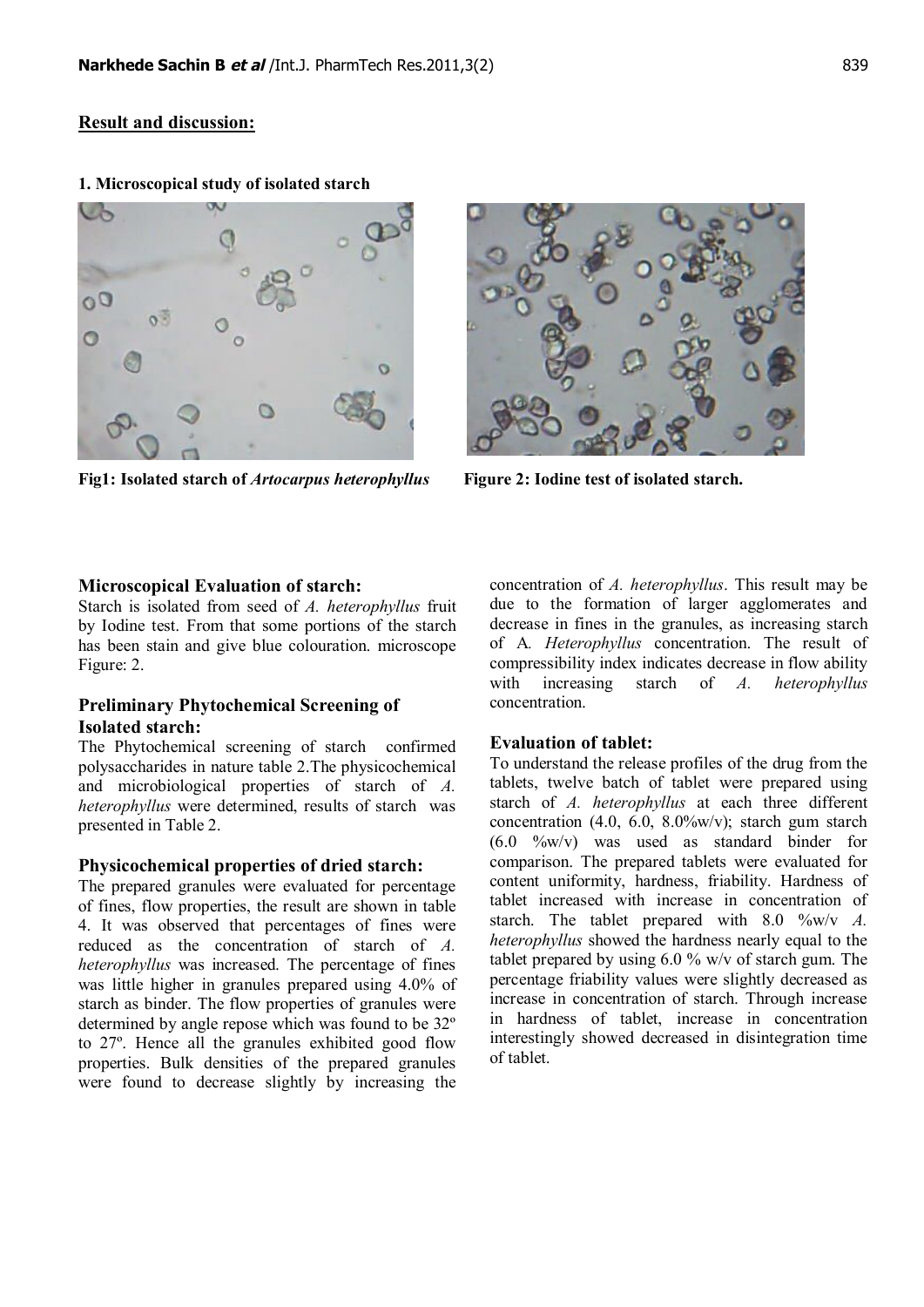## Result and discussion:

### 1. Microscopical study of isolated starch

**Fig1: Isolated starch of *Artocarpus heterophyllus***

**Figure 2: Iodine test of isolated starch.**

### Microscopical Evaluation of starch:

Starch is isolated from seed of *A. heterophyllus* fruit by Iodine test. From that some portions of the starch has been stain and give blue colouration. microscope Figure: 2.

### Preliminary Phytochemical Screening of Isolated starch:

The Phytochemical screening of starch confirmed polysaccharides in nature table 2.The physicochemical and microbiological properties of starch of *A. heterophyllus* were determined, results of starch was presented in Table 2.

### Physicochemical properties of dried starch:

The prepared granules were evaluated for percentage of fines, flow properties, the result are shown in table 4. It was observed that percentages of fines were reduced as the concentration of starch of *A. heterophyllus* was increased. The percentage of fines was little higher in granules prepared using 4.0% of starch as binder. The flow properties of granules were determined by angle repose which was found to be 32º to 27º. Hence all the granules exhibited good flow properties. Bulk densities of the prepared granules were found to decrease slightly by increasing the concentration of *A. heterophyllus*. This result may be due to the formation of larger agglomerates and decrease in fines in the granules, as increasing starch of A. *Heterophyllus* concentration. The result of compressibility index indicates decrease in flow ability with increasing starch of *A. heterophyllus* concentration.

### Evaluation of tablet:

To understand the release profiles of the drug from the tablets, twelve batch of tablet were prepared using starch of *A. heterophyllus* at each three different concentration (4.0, 6.0, 8.0%w/v); starch gum starch (6.0 %w/v) was used as standard binder for comparison. The prepared tablets were evaluated for content uniformity, hardness, friability. Hardness of tablet increased with increase in concentration of starch. The tablet prepared with 8.0 %w/v *A. heterophyllus* showed the hardness nearly equal to the tablet prepared by using 6.0 % w/v of starch gum. The percentage friability values were slightly decreased as increase in concentration of starch. Through increase in hardness of tablet, increase in concentration interestingly showed decreased in disintegration time of tablet.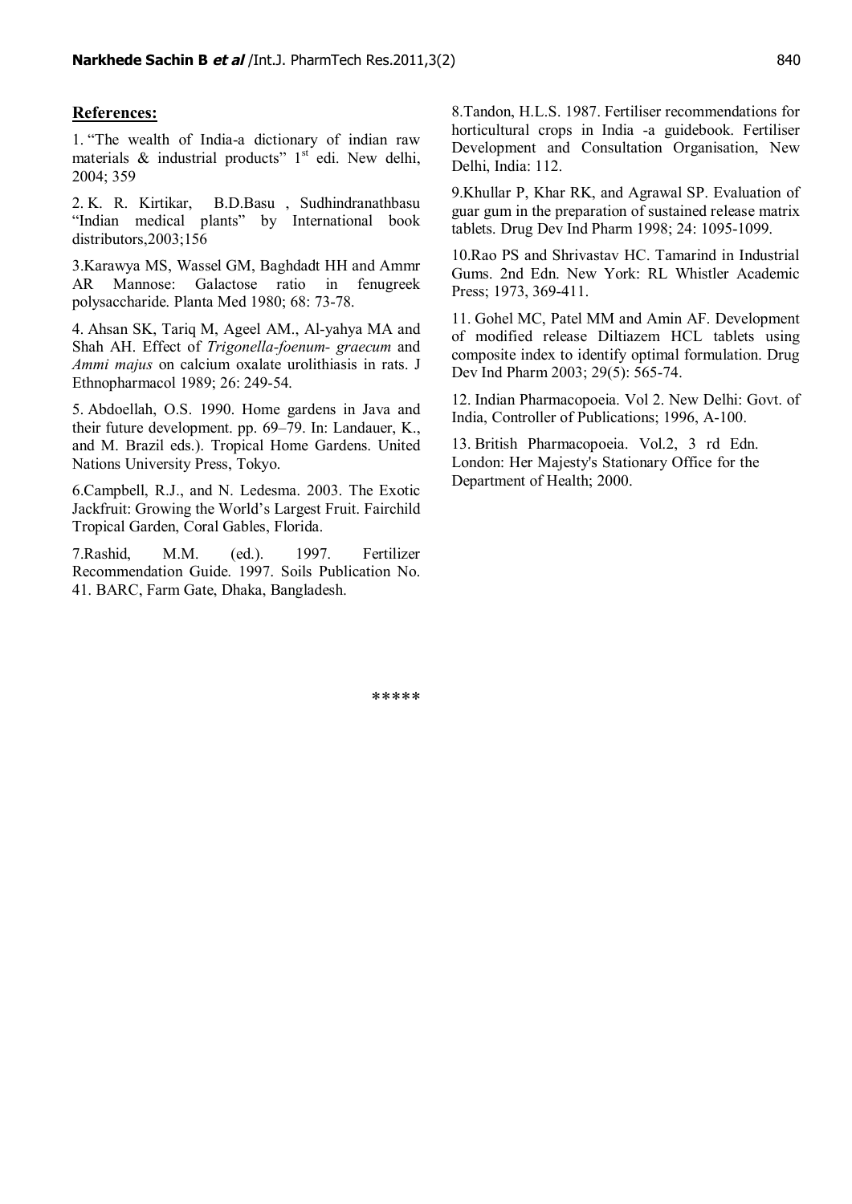## References:

1. "The wealth of India-a dictionary of indian raw materials & industrial products" 1[st] edi. New delhi, 2004; 359

2. K. R. Kirtikar, B.D.Basu , Sudhindranathbasu "Indian medical plants" by International book distributors,2003;156

3.Karawya MS, Wassel GM, Baghdadt HH and Ammr AR Mannose: Galactose ratio in fenugreek polysaccharide. Planta Med 1980; 68: 73-78.

4. Ahsan SK, Tariq M, Ageel AM., Al-yahya MA and Shah AH. Effect of *Trigonella-foenum- graecum* and *Ammi majus* on calcium oxalate urolithiasis in rats. J Ethnopharmacol 1989; 26: 249-54.

5. Abdoellah, O.S. 1990. Home gardens in Java and their future development. pp. 69–79. In: Landauer, K., and M. Brazil eds.). Tropical Home Gardens. United Nations University Press, Tokyo.

6.Campbell, R.J., and N. Ledesma. 2003. The Exotic Jackfruit: Growing the World's Largest Fruit. Fairchild Tropical Garden, Coral Gables, Florida.

7.Rashid, M.M. (ed.). 1997. Fertilizer Recommendation Guide. 1997. Soils Publication No. 41. BARC, Farm Gate, Dhaka, Bangladesh.

8.Tandon, H.L.S. 1987. Fertiliser recommendations for horticultural crops in India -a guidebook. Fertiliser Development and Consultation Organisation, New Delhi, India: 112.

9.Khullar P, Khar RK, and Agrawal SP. Evaluation of guar gum in the preparation of sustained release matrix tablets. Drug Dev Ind Pharm 1998; 24: 1095-1099.

10.Rao PS and Shrivastav HC. Tamarind in Industrial Gums. 2nd Edn. New York: RL Whistler Academic Press; 1973, 369-411.

11. Gohel MC, Patel MM and Amin AF. Development of modified release Diltiazem HCL tablets using composite index to identify optimal formulation. Drug Dev Ind Pharm 2003; 29(5): 565-74.

12. Indian Pharmacopoeia. Vol 2. New Delhi: Govt. of India, Controller of Publications; 1996, A-100.

13. British Pharmacopoeia. Vol.2, 3 rd Edn. London: Her Majesty's Stationary Office for the Department of Health; 2000.

*****